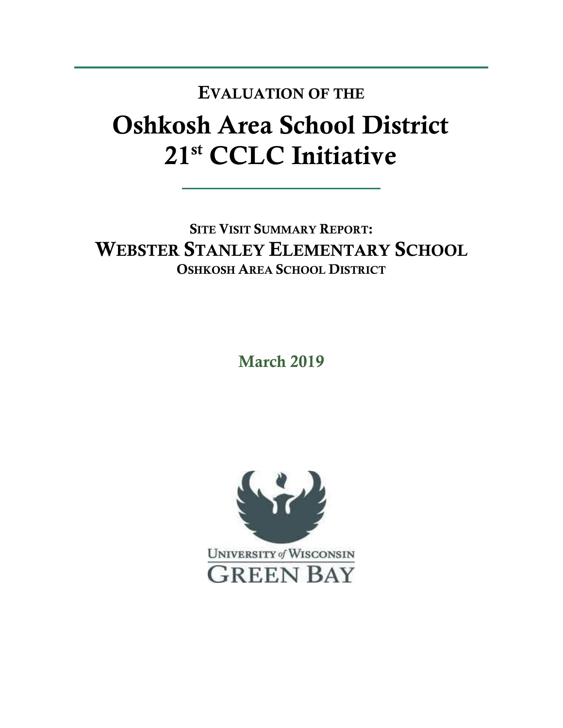## Evaluation of the

# Oshkosh Area School District 21st CCLC Initiative

## Site Visit Summary Report:

## Webster Stanley Elementary School

### Oshkosh Area School District

**March 2019**

University *of* Wisconsin

Green Bay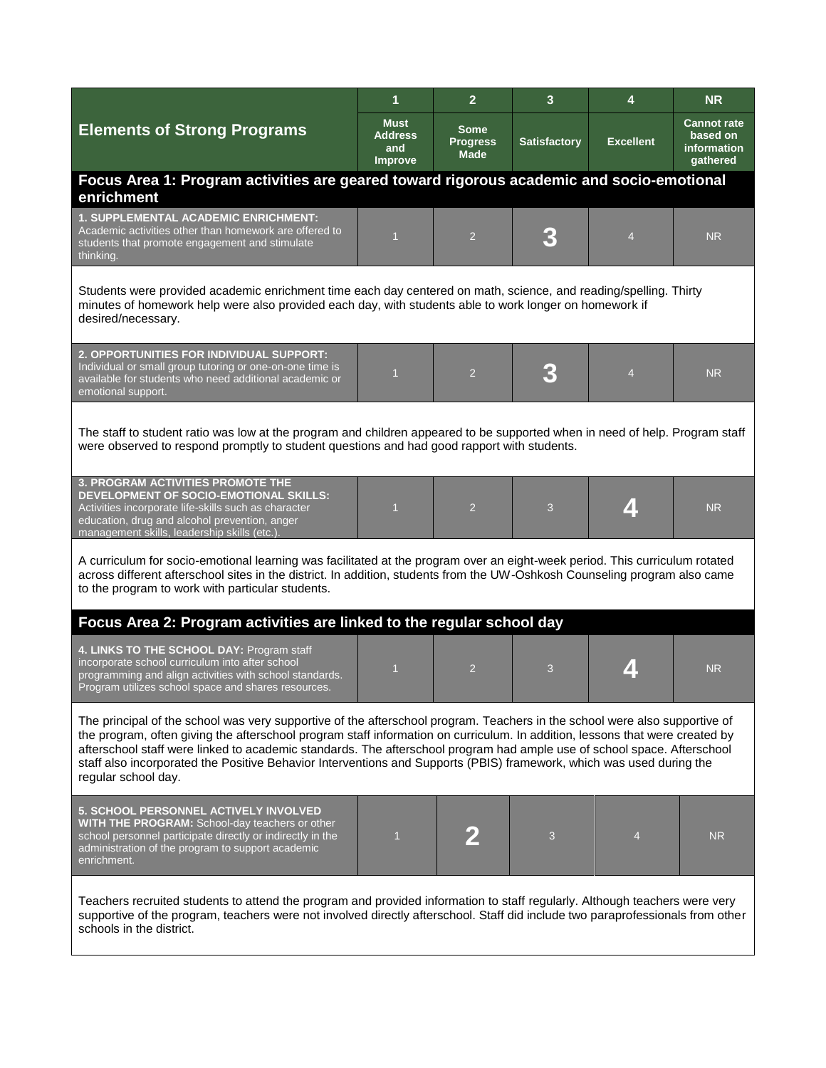| Elements of Strong Programs | 1<br>Must Address and Improve | 2<br>Some Progress Made | 3<br>Satisfactory | 4<br>Excellent | NR<br>Cannot rate based on information gathered |
|---|---|---|---|---|---|

## Focus Area 1: Program activities are geared toward rigorous academic and socio-emotional enrichment

| Element | 1 | 2 | 3 | 4 | NR |
|---|---|---|---|---|---|
| **1. SUPPLEMENTAL ACADEMIC ENRICHMENT:** Academic activities other than homework are offered to students that promote engagement and stimulate thinking. | 1 | 2 | **3** | 4 | NR |

Students were provided academic enrichment time each day centered on math, science, and reading/spelling. Thirty minutes of homework help were also provided each day, with students able to work longer on homework if desired/necessary.

| Element | 1 | 2 | 3 | 4 | NR |
|---|---|---|---|---|---|
| **2. OPPORTUNITIES FOR INDIVIDUAL SUPPORT:** Individual or small group tutoring or one-on-one time is available for students who need additional academic or emotional support. | 1 | 2 | **3** | 4 | NR |

The staff to student ratio was low at the program and children appeared to be supported when in need of help. Program staff were observed to respond promptly to student questions and had good rapport with students.

| Element | 1 | 2 | 3 | 4 | NR |
|---|---|---|---|---|---|
| **3. PROGRAM ACTIVITIES PROMOTE THE DEVELOPMENT OF SOCIO-EMOTIONAL SKILLS:** Activities incorporate life-skills such as character education, drug and alcohol prevention, anger management skills, leadership skills (etc.). | 1 | 2 | 3 | **4** | NR |

A curriculum for socio-emotional learning was facilitated at the program over an eight-week period. This curriculum rotated across different afterschool sites in the district. In addition, students from the UW-Oshkosh Counseling program also came to the program to work with particular students.

## Focus Area 2: Program activities are linked to the regular school day

| Element | 1 | 2 | 3 | 4 | NR |
|---|---|---|---|---|---|
| **4. LINKS TO THE SCHOOL DAY:** Program staff incorporate school curriculum into after school programming and align activities with school standards. Program utilizes school space and shares resources. | 1 | 2 | 3 | **4** | NR |

The principal of the school was very supportive of the afterschool program. Teachers in the school were also supportive of the program, often giving the afterschool program staff information on curriculum. In addition, lessons that were created by afterschool staff were linked to academic standards. The afterschool program had ample use of school space. Afterschool staff also incorporated the Positive Behavior Interventions and Supports (PBIS) framework, which was used during the regular school day.

| Element | 1 | 2 | 3 | 4 | NR |
|---|---|---|---|---|---|
| **5. SCHOOL PERSONNEL ACTIVELY INVOLVED WITH THE PROGRAM:** School-day teachers or other school personnel participate directly or indirectly in the administration of the program to support academic enrichment. | 1 | **2** | 3 | 4 | NR |

Teachers recruited students to attend the program and provided information to staff regularly. Although teachers were very supportive of the program, teachers were not involved directly afterschool. Staff did include two paraprofessionals from other schools in the district.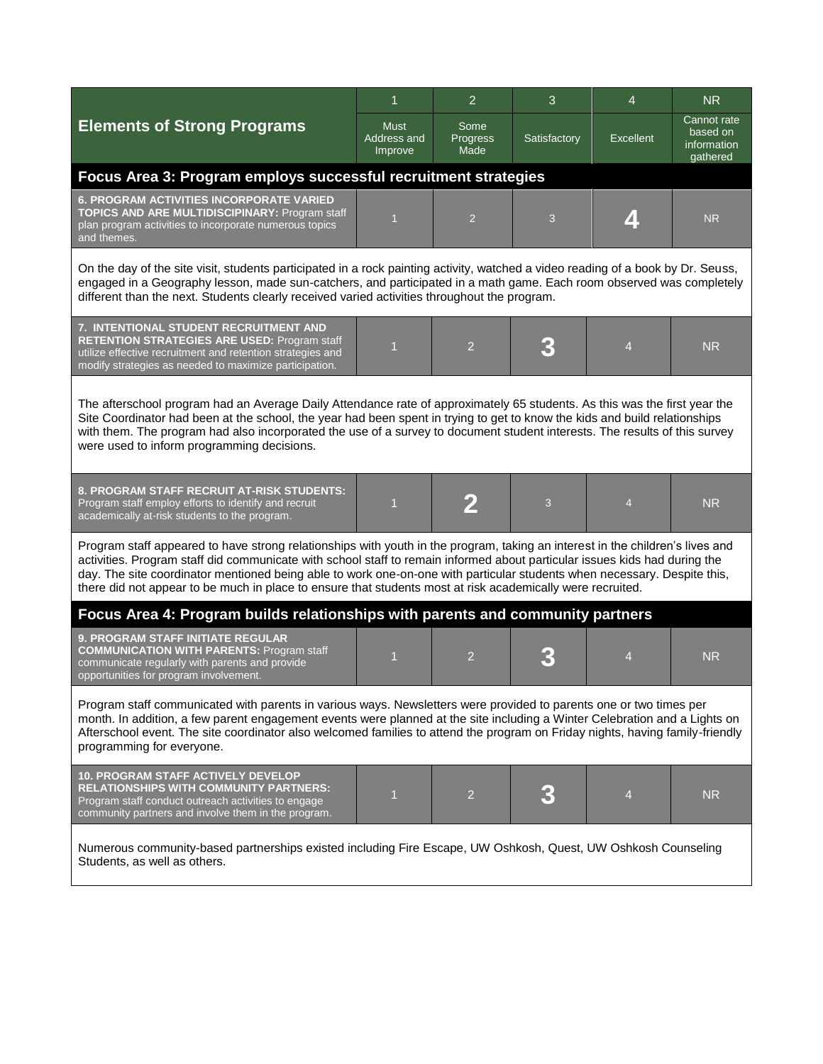| Elements of Strong Programs | 1<br>Must Address and Improve | 2<br>Some Progress Made | 3<br>Satisfactory | 4<br>Excellent | NR<br>Cannot rate based on information gathered |
|---|---|---|---|---|---|
| **Focus Area 3: Program employs successful recruitment strategies** | | | | | |
| **6. PROGRAM ACTIVITIES INCORPORATE VARIED TOPICS AND ARE MULTIDISCIPINARY:** Program staff plan program activities to incorporate numerous topics and themes. | 1 | 2 | 3 | **4** | NR |
| On the day of the site visit, students participated in a rock painting activity, watched a video reading of a book by Dr. Seuss, engaged in a Geography lesson, made sun-catchers, and participated in a math game. Each room observed was completely different than the next. Students clearly received varied activities throughout the program. | | | | | |
| **7. INTENTIONAL STUDENT RECRUITMENT AND RETENTION STRATEGIES ARE USED:** Program staff utilize effective recruitment and retention strategies and modify strategies as needed to maximize participation. | 1 | 2 | **3** | 4 | NR |
| The afterschool program had an Average Daily Attendance rate of approximately 65 students. As this was the first year the Site Coordinator had been at the school, the year had been spent in trying to get to know the kids and build relationships with them. The program had also incorporated the use of a survey to document student interests. The results of this survey were used to inform programming decisions. | | | | | |
| **8. PROGRAM STAFF RECRUIT AT-RISK STUDENTS:** Program staff employ efforts to identify and recruit academically at-risk students to the program. | 1 | **2** | 3 | 4 | NR |
| Program staff appeared to have strong relationships with youth in the program, taking an interest in the children's lives and activities. Program staff did communicate with school staff to remain informed about particular issues kids had during the day. The site coordinator mentioned being able to work one-on-one with particular students when necessary. Despite this, there did not appear to be much in place to ensure that students most at risk academically were recruited. | | | | | |
| **Focus Area 4: Program builds relationships with parents and community partners** | | | | | |
| **9. PROGRAM STAFF INITIATE REGULAR COMMUNICATION WITH PARENTS:** Program staff communicate regularly with parents and provide opportunities for program involvement. | 1 | 2 | **3** | 4 | NR |
| Program staff communicated with parents in various ways. Newsletters were provided to parents one or two times per month. In addition, a few parent engagement events were planned at the site including a Winter Celebration and a Lights on Afterschool event. The site coordinator also welcomed families to attend the program on Friday nights, having family-friendly programming for everyone. | | | | | |
| **10. PROGRAM STAFF ACTIVELY DEVELOP RELATIONSHIPS WITH COMMUNITY PARTNERS:** Program staff conduct outreach activities to engage community partners and involve them in the program. | 1 | 2 | **3** | 4 | NR |
| Numerous community-based partnerships existed including Fire Escape, UW Oshkosh, Quest, UW Oshkosh Counseling Students, as well as others. | | | | | |